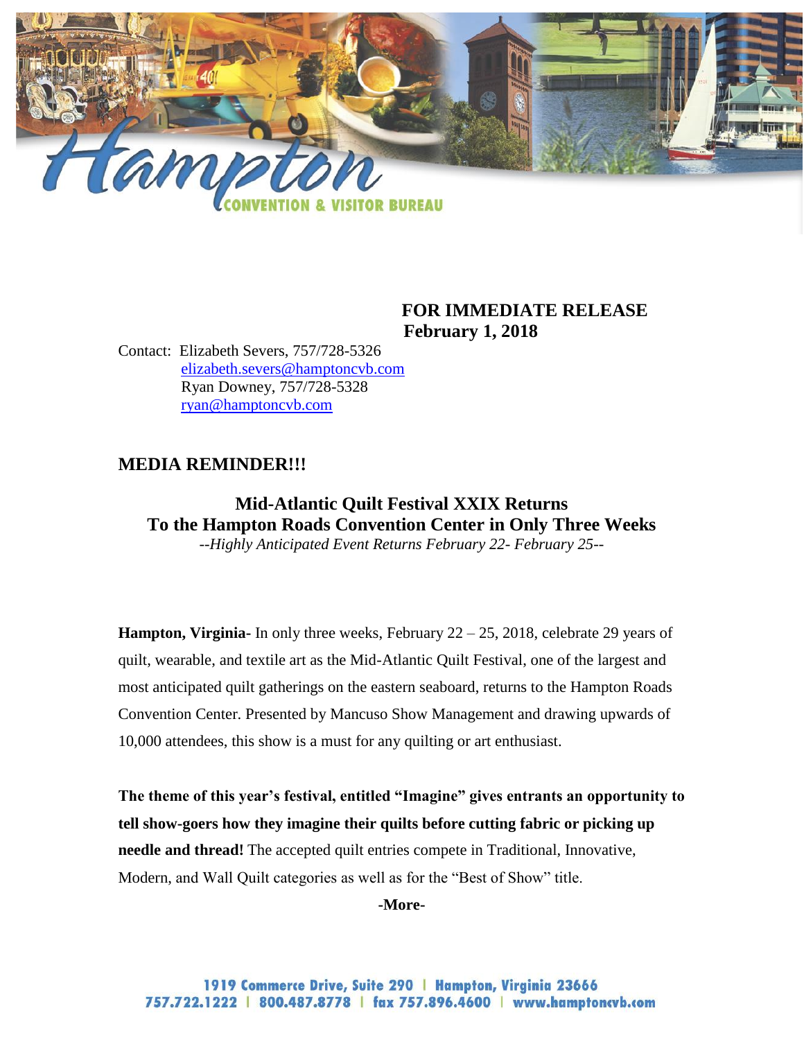**FOR IMMEDIATE RELEASE**
**February 1, 2018**

Contact: Elizabeth Severs, 757/728-5326
elizabeth.severs@hamptoncvb.com
Ryan Downey, 757/728-5328
ryan@hamptoncvb.com

## MEDIA REMINDER!!!

## Mid-Atlantic Quilt Festival XXIX Returns To the Hampton Roads Convention Center in Only Three Weeks

*--Highly Anticipated Event Returns February 22- February 25--*

**Hampton, Virginia**- In only three weeks, February 22 – 25, 2018, celebrate 29 years of quilt, wearable, and textile art as the Mid-Atlantic Quilt Festival, one of the largest and most anticipated quilt gatherings on the eastern seaboard, returns to the Hampton Roads Convention Center. Presented by Mancuso Show Management and drawing upwards of 10,000 attendees, this show is a must for any quilting or art enthusiast.

**The theme of this year's festival, entitled "Imagine" gives entrants an opportunity to tell show-goers how they imagine their quilts before cutting fabric or picking up needle and thread!** The accepted quilt entries compete in Traditional, Innovative, Modern, and Wall Quilt categories as well as for the "Best of Show" title.

**-More-**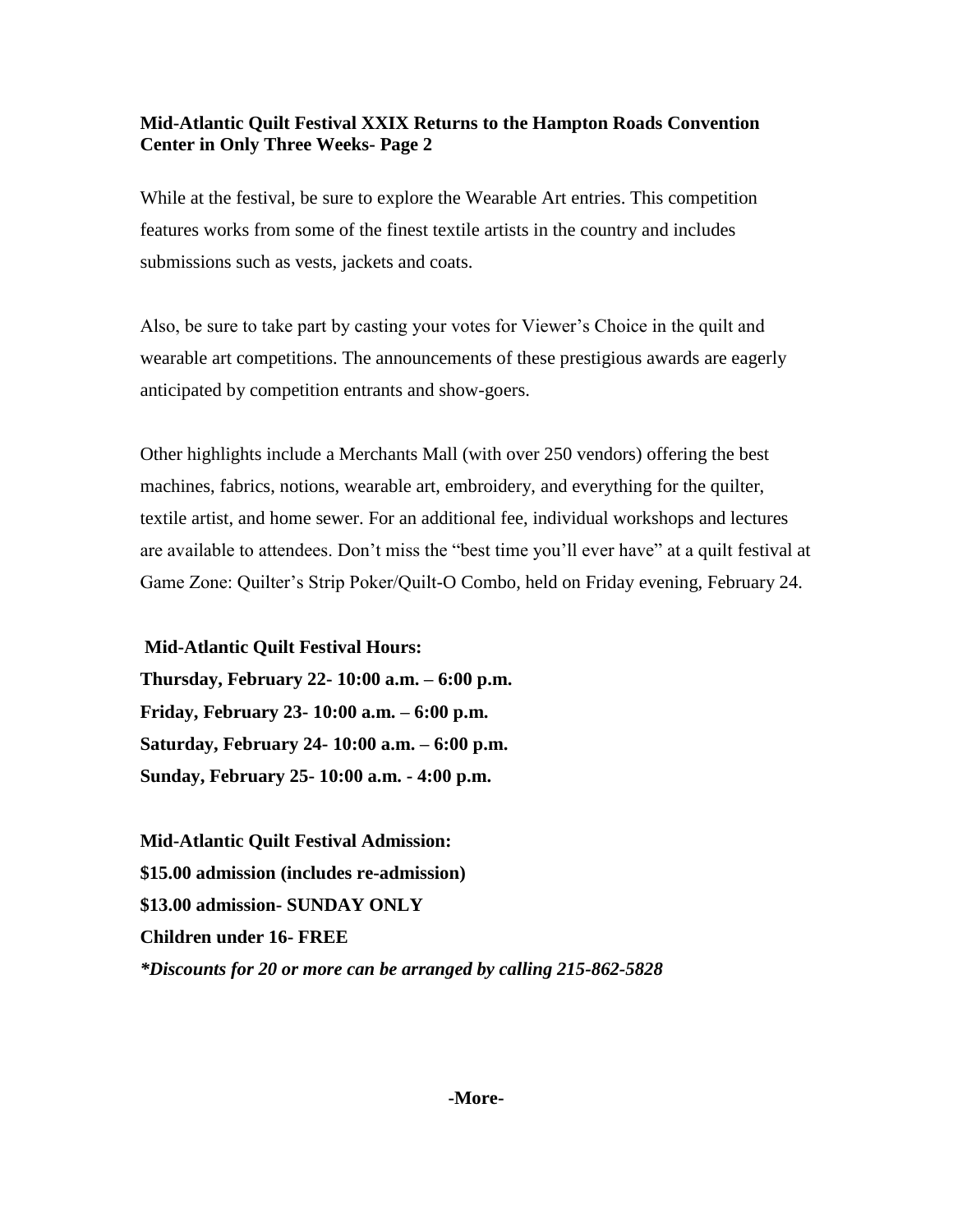**Mid-Atlantic Quilt Festival XXIX Returns to the Hampton Roads Convention Center in Only Three Weeks- Page 2**

While at the festival, be sure to explore the Wearable Art entries. This competition features works from some of the finest textile artists in the country and includes submissions such as vests, jackets and coats.

Also, be sure to take part by casting your votes for Viewer's Choice in the quilt and wearable art competitions. The announcements of these prestigious awards are eagerly anticipated by competition entrants and show-goers.

Other highlights include a Merchants Mall (with over 250 vendors) offering the best machines, fabrics, notions, wearable art, embroidery, and everything for the quilter, textile artist, and home sewer. For an additional fee, individual workshops and lectures are available to attendees. Don't miss the "best time you'll ever have" at a quilt festival at Game Zone: Quilter's Strip Poker/Quilt-O Combo, held on Friday evening, February 24.

**Mid-Atlantic Quilt Festival Hours:**
**Thursday, February 22- 10:00 a.m. – 6:00 p.m.**
**Friday, February 23- 10:00 a.m. – 6:00 p.m.**
**Saturday, February 24- 10:00 a.m. – 6:00 p.m.**
**Sunday, February 25- 10:00 a.m. - 4:00 p.m.**

**Mid-Atlantic Quilt Festival Admission:**
**$15.00 admission (includes re-admission)**
**$13.00 admission- SUNDAY ONLY**
**Children under 16- FREE**
***Discounts for 20 or more can be arranged by calling 215-862-5828***

**-More-**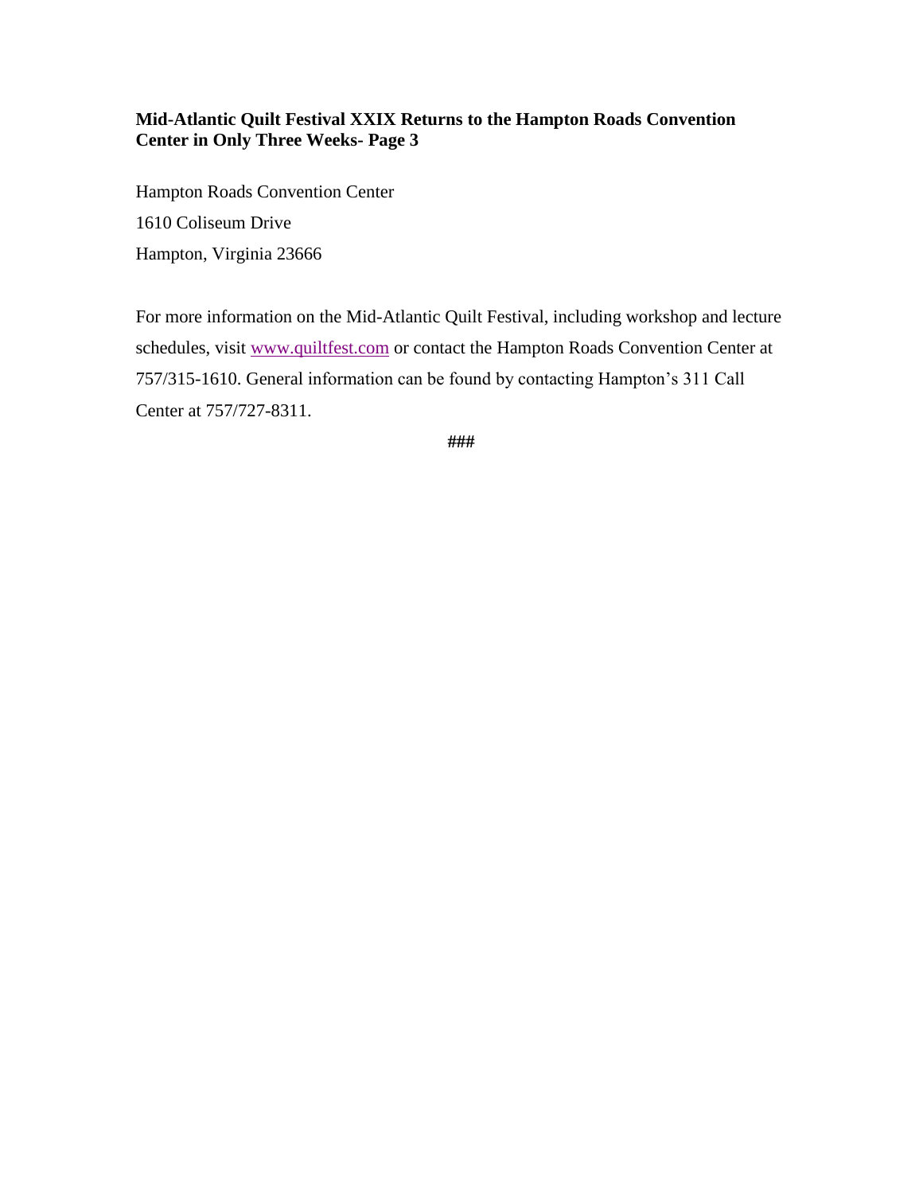Hampton Roads Convention Center

1610 Coliseum Drive

Hampton, Virginia 23666

For more information on the Mid-Atlantic Quilt Festival, including workshop and lecture schedules, visit www.quiltfest.com or contact the Hampton Roads Convention Center at 757/315-1610. General information can be found by contacting Hampton's 311 Call Center at 757/727-8311.

###